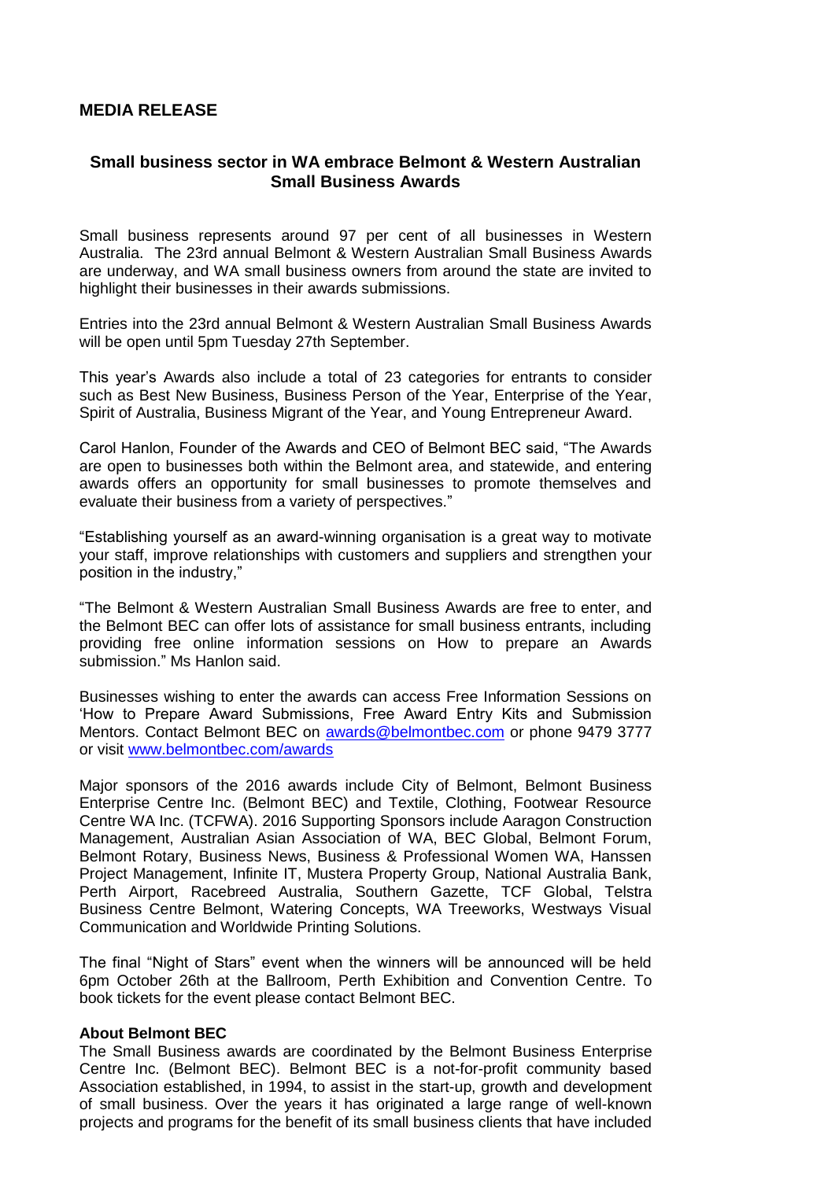## MEDIA RELEASE

### Small business sector in WA embrace Belmont & Western Australian Small Business Awards

Small business represents around 97 per cent of all businesses in Western Australia. The 23rd annual Belmont & Western Australian Small Business Awards are underway, and WA small business owners from around the state are invited to highlight their businesses in their awards submissions.

Entries into the 23rd annual Belmont & Western Australian Small Business Awards will be open until 5pm Tuesday 27th September.

This year's Awards also include a total of 23 categories for entrants to consider such as Best New Business, Business Person of the Year, Enterprise of the Year, Spirit of Australia, Business Migrant of the Year, and Young Entrepreneur Award.

Carol Hanlon, Founder of the Awards and CEO of Belmont BEC said, "The Awards are open to businesses both within the Belmont area, and statewide, and entering awards offers an opportunity for small businesses to promote themselves and evaluate their business from a variety of perspectives."

"Establishing yourself as an award-winning organisation is a great way to motivate your staff, improve relationships with customers and suppliers and strengthen your position in the industry,"

"The Belmont & Western Australian Small Business Awards are free to enter, and the Belmont BEC can offer lots of assistance for small business entrants, including providing free online information sessions on How to prepare an Awards submission." Ms Hanlon said.

Businesses wishing to enter the awards can access Free Information Sessions on 'How to Prepare Award Submissions, Free Award Entry Kits and Submission Mentors. Contact Belmont BEC on [awards@belmontbec.com](mailto:awards@belmontbec.com) or phone 9479 3777 or visit [www.belmontbec.com/awards](http://www.belmontbec.com/awards)

Major sponsors of the 2016 awards include City of Belmont, Belmont Business Enterprise Centre Inc. (Belmont BEC) and Textile, Clothing, Footwear Resource Centre WA Inc. (TCFWA). 2016 Supporting Sponsors include Aaragon Construction Management, Australian Asian Association of WA, BEC Global, Belmont Forum, Belmont Rotary, Business News, Business & Professional Women WA, Hanssen Project Management, Infinite IT, Mustera Property Group, National Australia Bank, Perth Airport, Racebreed Australia, Southern Gazette, TCF Global, Telstra Business Centre Belmont, Watering Concepts, WA Treeworks, Westways Visual Communication and Worldwide Printing Solutions.

The final "Night of Stars" event when the winners will be announced will be held 6pm October 26th at the Ballroom, Perth Exhibition and Convention Centre. To book tickets for the event please contact Belmont BEC.

**About Belmont BEC**

The Small Business awards are coordinated by the Belmont Business Enterprise Centre Inc. (Belmont BEC). Belmont BEC is a not-for-profit community based Association established, in 1994, to assist in the start-up, growth and development of small business. Over the years it has originated a large range of well-known projects and programs for the benefit of its small business clients that have included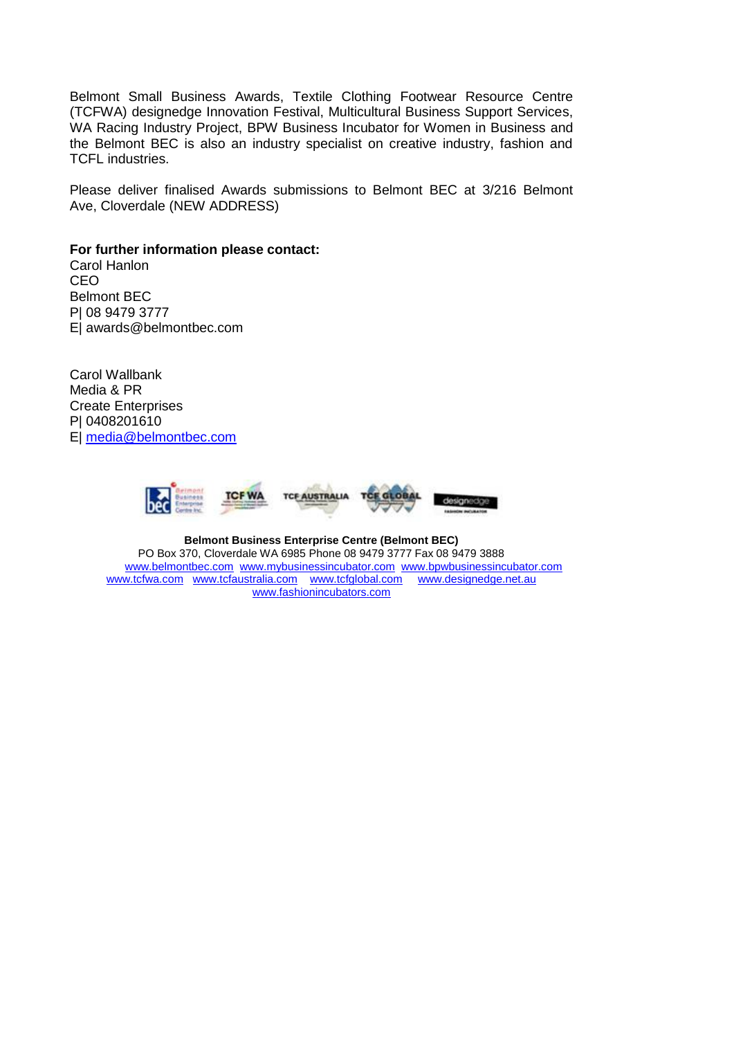Belmont Small Business Awards, Textile Clothing Footwear Resource Centre (TCFWA) designedge Innovation Festival, Multicultural Business Support Services, WA Racing Industry Project, BPW Business Incubator for Women in Business and the Belmont BEC is also an industry specialist on creative industry, fashion and TCFL industries.

Please deliver finalised Awards submissions to Belmont BEC at 3/216 Belmont Ave, Cloverdale (NEW ADDRESS)

**For further information please contact:**

Carol Hanlon
CEO
Belmont BEC
P| 08 9479 3777
E| awards@belmontbec.com

Carol Wallbank
Media & PR
Create Enterprises
P| 0408201610
E| media@belmontbec.com

**Belmont Business Enterprise Centre (Belmont BEC)**
PO Box 370, Cloverdale WA 6985 Phone 08 9479 3777 Fax 08 9479 3888
www.belmontbec.com www.mybusinessincubator.com www.bpwbusinessincubator.com
www.tcfwa.com www.tcfaustralia.com www.tcfglobal.com www.designedge.net.au
www.fashionincubators.com